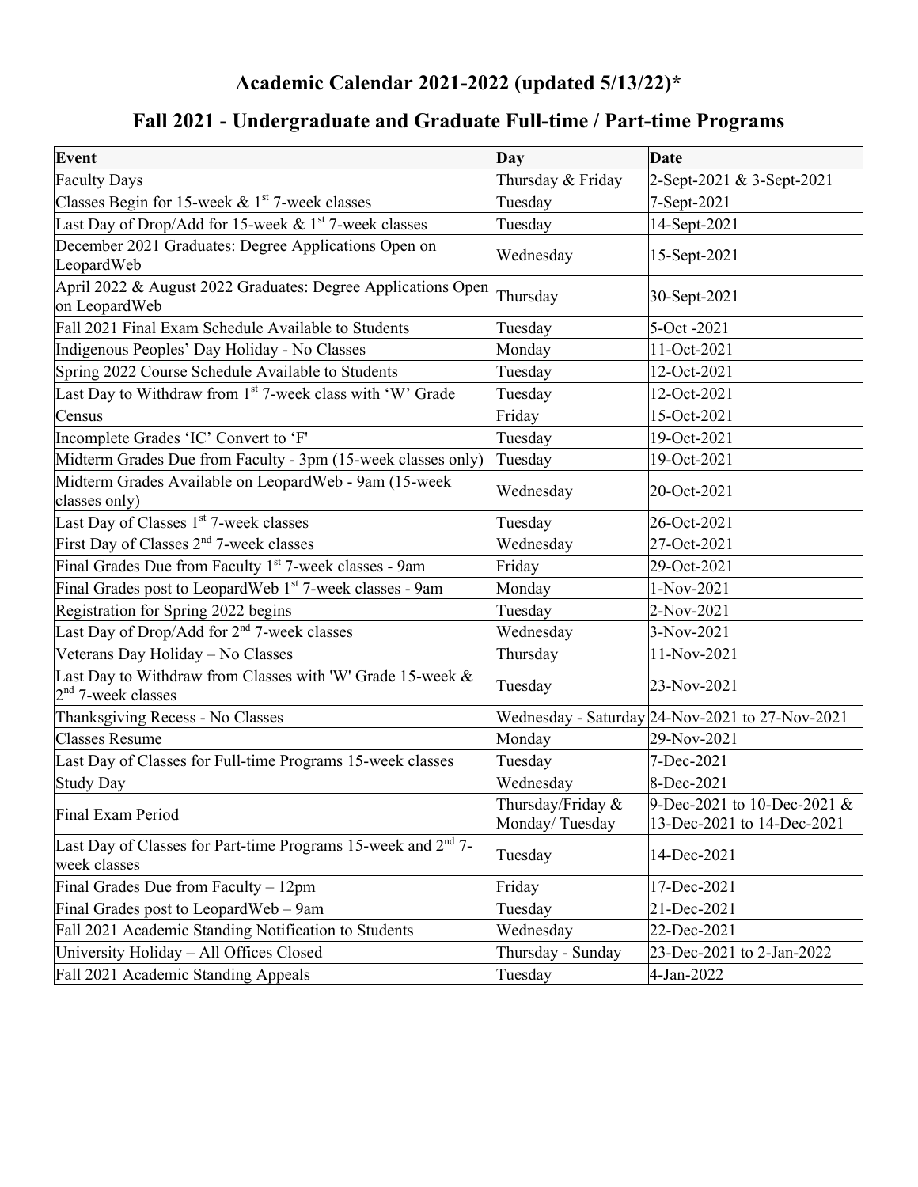# Academic Calendar 2021-2022 (updated 5/13/22)*

## Fall 2021 - Undergraduate and Graduate Full-time / Part-time Programs

| Event | Day | Date |
|---|---|---|
| Faculty Days | Thursday & Friday | 2-Sept-2021 & 3-Sept-2021 |
| Classes Begin for 15-week & 1st 7-week classes | Tuesday | 7-Sept-2021 |
| Last Day of Drop/Add for 15-week & 1st 7-week classes | Tuesday | 14-Sept-2021 |
| December 2021 Graduates: Degree Applications Open on LeopardWeb | Wednesday | 15-Sept-2021 |
| April 2022 & August 2022 Graduates: Degree Applications Open on LeopardWeb | Thursday | 30-Sept-2021 |
| Fall 2021 Final Exam Schedule Available to Students | Tuesday | 5-Oct -2021 |
| Indigenous Peoples' Day Holiday - No Classes | Monday | 11-Oct-2021 |
| Spring 2022 Course Schedule Available to Students | Tuesday | 12-Oct-2021 |
| Last Day to Withdraw from 1st 7-week class with 'W' Grade | Tuesday | 12-Oct-2021 |
| Census | Friday | 15-Oct-2021 |
| Incomplete Grades 'IC' Convert to 'F' | Tuesday | 19-Oct-2021 |
| Midterm Grades Due from Faculty - 3pm (15-week classes only) | Tuesday | 19-Oct-2021 |
| Midterm Grades Available on LeopardWeb - 9am (15-week classes only) | Wednesday | 20-Oct-2021 |
| Last Day of Classes 1st 7-week classes | Tuesday | 26-Oct-2021 |
| First Day of Classes 2nd 7-week classes | Wednesday | 27-Oct-2021 |
| Final Grades Due from Faculty 1st 7-week classes - 9am | Friday | 29-Oct-2021 |
| Final Grades post to LeopardWeb 1st 7-week classes - 9am | Monday | 1-Nov-2021 |
| Registration for Spring 2022 begins | Tuesday | 2-Nov-2021 |
| Last Day of Drop/Add for 2nd 7-week classes | Wednesday | 3-Nov-2021 |
| Veterans Day Holiday – No Classes | Thursday | 11-Nov-2021 |
| Last Day to Withdraw from Classes with 'W' Grade 15-week & 2nd 7-week classes | Tuesday | 23-Nov-2021 |
| Thanksgiving Recess - No Classes | Wednesday - Saturday | 24-Nov-2021 to 27-Nov-2021 |
| Classes Resume | Monday | 29-Nov-2021 |
| Last Day of Classes for Full-time Programs 15-week classes | Tuesday | 7-Dec-2021 |
| Study Day | Wednesday | 8-Dec-2021 |
| Final Exam Period | Thursday/Friday & Monday/ Tuesday | 9-Dec-2021 to 10-Dec-2021 & 13-Dec-2021 to 14-Dec-2021 |
| Last Day of Classes for Part-time Programs 15-week and 2nd 7-week classes | Tuesday | 14-Dec-2021 |
| Final Grades Due from Faculty – 12pm | Friday | 17-Dec-2021 |
| Final Grades post to LeopardWeb – 9am | Tuesday | 21-Dec-2021 |
| Fall 2021 Academic Standing Notification to Students | Wednesday | 22-Dec-2021 |
| University Holiday – All Offices Closed | Thursday - Sunday | 23-Dec-2021 to 2-Jan-2022 |
| Fall 2021 Academic Standing Appeals | Tuesday | 4-Jan-2022 |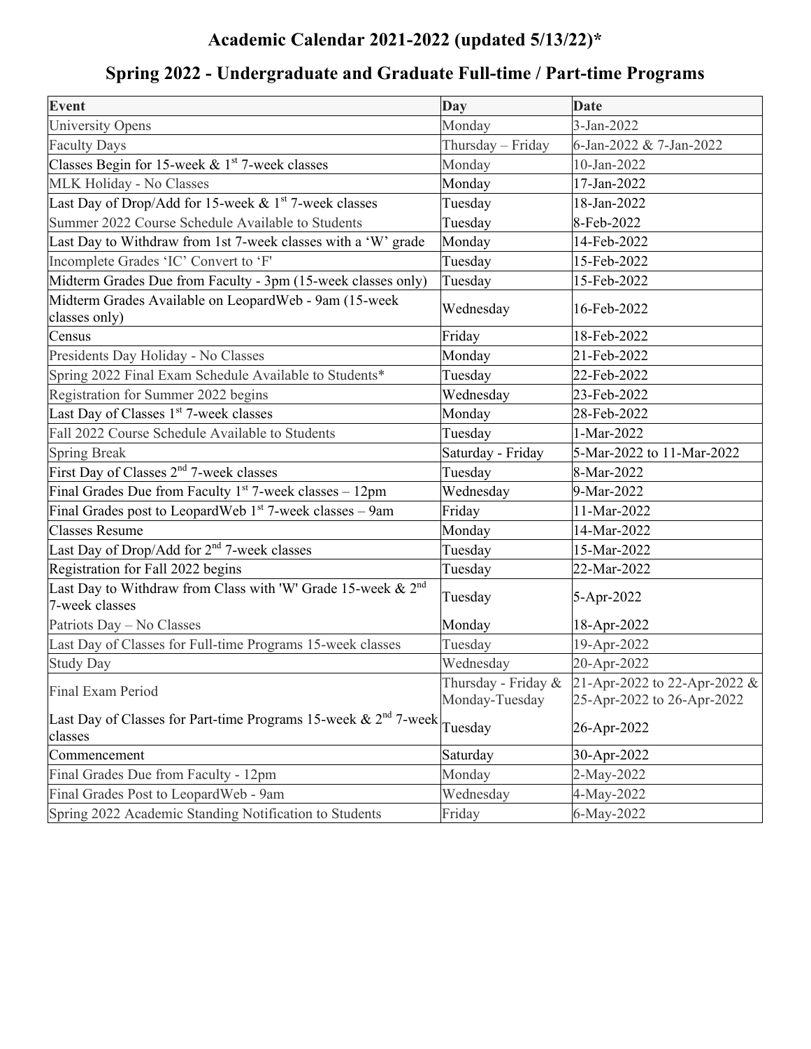# Academic Calendar 2021-2022 (updated 5/13/22)*

## Spring 2022 - Undergraduate and Graduate Full-time / Part-time Programs

| Event | Day | Date |
|---|---|---|
| University Opens | Monday | 3-Jan-2022 |
| Faculty Days | Thursday – Friday | 6-Jan-2022 & 7-Jan-2022 |
| Classes Begin for 15-week & 1st 7-week classes | Monday | 10-Jan-2022 |
| MLK Holiday - No Classes | Monday | 17-Jan-2022 |
| Last Day of Drop/Add for 15-week & 1st 7-week classes | Tuesday | 18-Jan-2022 |
| Summer 2022 Course Schedule Available to Students | Tuesday | 8-Feb-2022 |
| Last Day to Withdraw from 1st 7-week classes with a 'W' grade | Monday | 14-Feb-2022 |
| Incomplete Grades 'IC' Convert to 'F' | Tuesday | 15-Feb-2022 |
| Midterm Grades Due from Faculty - 3pm (15-week classes only) | Tuesday | 15-Feb-2022 |
| Midterm Grades Available on LeopardWeb - 9am (15-week classes only) | Wednesday | 16-Feb-2022 |
| Census | Friday | 18-Feb-2022 |
| Presidents Day Holiday - No Classes | Monday | 21-Feb-2022 |
| Spring 2022 Final Exam Schedule Available to Students* | Tuesday | 22-Feb-2022 |
| Registration for Summer 2022 begins | Wednesday | 23-Feb-2022 |
| Last Day of Classes 1st 7-week classes | Monday | 28-Feb-2022 |
| Fall 2022 Course Schedule Available to Students | Tuesday | 1-Mar-2022 |
| Spring Break | Saturday - Friday | 5-Mar-2022 to 11-Mar-2022 |
| First Day of Classes 2nd 7-week classes | Tuesday | 8-Mar-2022 |
| Final Grades Due from Faculty 1st 7-week classes – 12pm | Wednesday | 9-Mar-2022 |
| Final Grades post to LeopardWeb 1st 7-week classes – 9am | Friday | 11-Mar-2022 |
| Classes Resume | Monday | 14-Mar-2022 |
| Last Day of Drop/Add for 2nd 7-week classes | Tuesday | 15-Mar-2022 |
| Registration for Fall 2022 begins | Tuesday | 22-Mar-2022 |
| Last Day to Withdraw from Class with 'W' Grade 15-week & 2nd 7-week classes | Tuesday | 5-Apr-2022 |
| Patriots Day – No Classes | Monday | 18-Apr-2022 |
| Last Day of Classes for Full-time Programs 15-week classes | Tuesday | 19-Apr-2022 |
| Study Day | Wednesday | 20-Apr-2022 |
| Final Exam Period | Thursday - Friday & Monday-Tuesday | 21-Apr-2022 to 22-Apr-2022 & 25-Apr-2022 to 26-Apr-2022 |
| Last Day of Classes for Part-time Programs 15-week & 2nd 7-week classes | Tuesday | 26-Apr-2022 |
| Commencement | Saturday | 30-Apr-2022 |
| Final Grades Due from Faculty - 12pm | Monday | 2-May-2022 |
| Final Grades Post to LeopardWeb - 9am | Wednesday | 4-May-2022 |
| Spring 2022 Academic Standing Notification to Students | Friday | 6-May-2022 |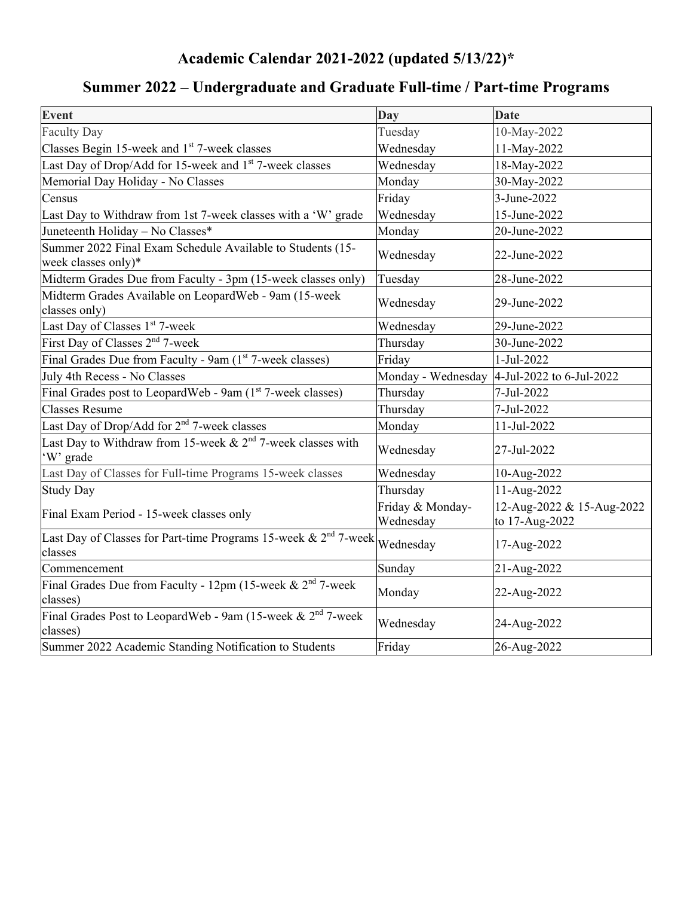# Academic Calendar 2021-2022 (updated 5/13/22)*

## Summer 2022 – Undergraduate and Graduate Full-time / Part-time Programs

| Event | Day | Date |
|---|---|---|
| Faculty Day | Tuesday | 10-May-2022 |
| Classes Begin 15-week and 1st 7-week classes | Wednesday | 11-May-2022 |
| Last Day of Drop/Add for 15-week and 1st 7-week classes | Wednesday | 18-May-2022 |
| Memorial Day Holiday - No Classes | Monday | 30-May-2022 |
| Census | Friday | 3-June-2022 |
| Last Day to Withdraw from 1st 7-week classes with a 'W' grade | Wednesday | 15-June-2022 |
| Juneteenth Holiday – No Classes* | Monday | 20-June-2022 |
| Summer 2022 Final Exam Schedule Available to Students (15-week classes only)* | Wednesday | 22-June-2022 |
| Midterm Grades Due from Faculty - 3pm (15-week classes only) | Tuesday | 28-June-2022 |
| Midterm Grades Available on LeopardWeb - 9am (15-week classes only) | Wednesday | 29-June-2022 |
| Last Day of Classes 1st 7-week | Wednesday | 29-June-2022 |
| First Day of Classes 2nd 7-week | Thursday | 30-June-2022 |
| Final Grades Due from Faculty - 9am (1st 7-week classes) | Friday | 1-Jul-2022 |
| July 4th Recess - No Classes | Monday - Wednesday | 4-Jul-2022 to 6-Jul-2022 |
| Final Grades post to LeopardWeb - 9am (1st 7-week classes) | Thursday | 7-Jul-2022 |
| Classes Resume | Thursday | 7-Jul-2022 |
| Last Day of Drop/Add for 2nd 7-week classes | Monday | 11-Jul-2022 |
| Last Day to Withdraw from 15-week & 2nd 7-week classes with 'W' grade | Wednesday | 27-Jul-2022 |
| Last Day of Classes for Full-time Programs 15-week classes | Wednesday | 10-Aug-2022 |
| Study Day | Thursday | 11-Aug-2022 |
| Final Exam Period - 15-week classes only | Friday & Monday-Wednesday | 12-Aug-2022 & 15-Aug-2022 to 17-Aug-2022 |
| Last Day of Classes for Part-time Programs 15-week & 2nd 7-week classes | Wednesday | 17-Aug-2022 |
| Commencement | Sunday | 21-Aug-2022 |
| Final Grades Due from Faculty - 12pm (15-week & 2nd 7-week classes) | Monday | 22-Aug-2022 |
| Final Grades Post to LeopardWeb - 9am (15-week & 2nd 7-week classes) | Wednesday | 24-Aug-2022 |
| Summer 2022 Academic Standing Notification to Students | Friday | 26-Aug-2022 |